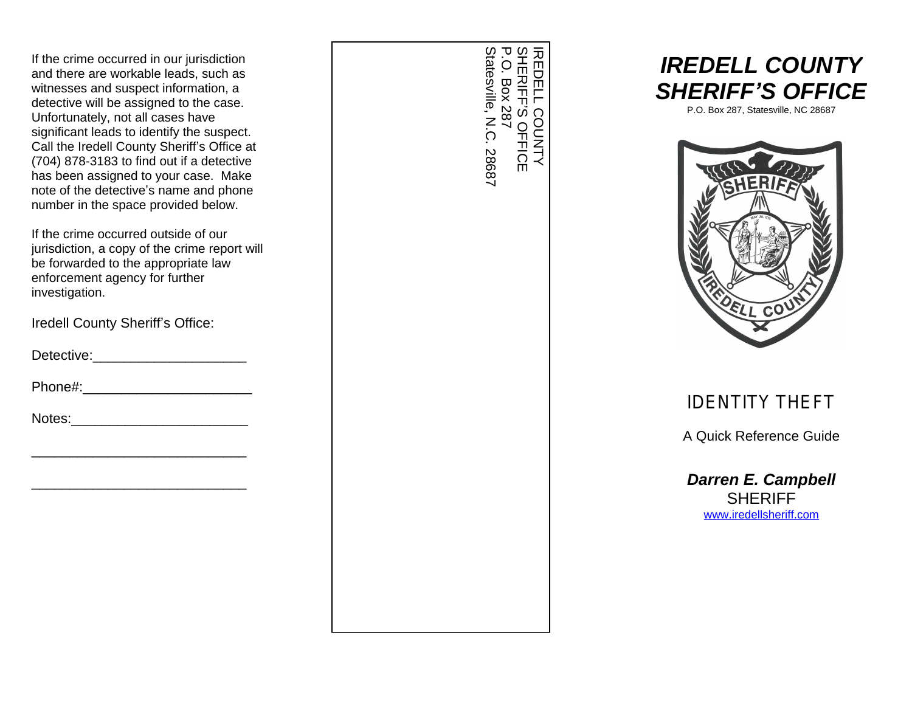If the crime occurred in our jurisdiction and there are workable leads, such as witnesses and suspect information, a detective will be assigned to the case. Unfortunately, not all cases have significant leads to identify the suspect. Call the Iredell County Sheriff's Office at (704) 878-3183 to find out if a detective has been assigned to your case. Make note of the detective's name and phone number in the space provided below.

If the crime occurred outside of our jurisdiction, a copy of the crime report will be forwarded to the appropriate law enforcement agency for further investigation.

Iredell County Sheriff's Office:

Detective:____________________

Phone#:______________________

Notes:_______________________

____________________________

____________________________

IREDELL COUNTY
SHERIFF'S OFFICE
P.O. Box 287
Statesville, N.C. 28687

# *IREDELL COUNTY SHERIFF'S OFFICE*

P.O. Box 287, Statesville, NC 28687

## IDENTITY THEFT

A Quick Reference Guide

***Darren E. Campbell***
SHERIFF
www.iredellsheriff.com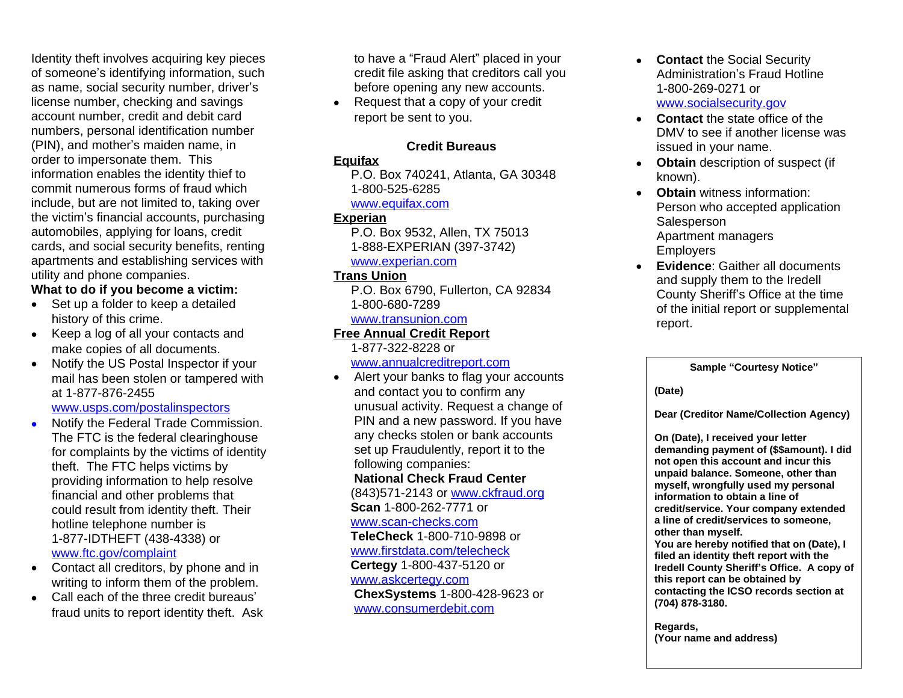Identity theft involves acquiring key pieces of someone's identifying information, such as name, social security number, driver's license number, checking and savings account number, credit and debit card numbers, personal identification number (PIN), and mother's maiden name, in order to impersonate them. This information enables the identity thief to commit numerous forms of fraud which include, but are not limited to, taking over the victim's financial accounts, purchasing automobiles, applying for loans, credit cards, and social security benefits, renting apartments and establishing services with utility and phone companies.

**What to do if you become a victim:**

- Set up a folder to keep a detailed history of this crime.
- Keep a log of all your contacts and make copies of all documents.
- Notify the US Postal Inspector if your mail has been stolen or tampered with at 1-877-876-2455 www.usps.com/postalinspectors
- Notify the Federal Trade Commission. The FTC is the federal clearinghouse for complaints by the victims of identity theft. The FTC helps victims by providing information to help resolve financial and other problems that could result from identity theft. Their hotline telephone number is 1-877-IDTHEFT (438-4338) or www.ftc.gov/complaint
- Contact all creditors, by phone and in writing to inform them of the problem.
- Call each of the three credit bureaus' fraud units to report identity theft. Ask to have a "Fraud Alert" placed in your credit file asking that creditors call you before opening any new accounts.
- Request that a copy of your credit report be sent to you.

**Credit Bureaus**

**Equifax**
P.O. Box 740241, Atlanta, GA 30348
1-800-525-6285
www.equifax.com

**Experian**
P.O. Box 9532, Allen, TX 75013
1-888-EXPERIAN (397-3742)
www.experian.com

**Trans Union**
P.O. Box 6790, Fullerton, CA 92834
1-800-680-7289
www.transunion.com

**Free Annual Credit Report**
1-877-322-8228 or
www.annualcreditreport.com

- Alert your banks to flag your accounts and contact you to confirm any unusual activity. Request a change of PIN and a new password. If you have any checks stolen or bank accounts set up Fraudulently, report it to the following companies:
  **National Check Fraud Center**
  (843)571-2143 or www.ckfraud.org
  **Scan** 1-800-262-7771 or
  www.scan-checks.com
  **TeleCheck** 1-800-710-9898 or
  www.firstdata.com/telecheck
  **Certegy** 1-800-437-5120 or
  www.askcertegy.com
  **ChexSystems** 1-800-428-9623 or
  www.consumerdebit.com

- **Contact** the Social Security Administration's Fraud Hotline 1-800-269-0271 or www.socialsecurity.gov
- **Contact** the state office of the DMV to see if another license was issued in your name.
- **Obtain** description of suspect (if known).
- **Obtain** witness information:
  Person who accepted application
  Salesperson
  Apartment managers
  Employers
- **Evidence**: Gaither all documents and supply them to the Iredell County Sheriff's Office at the time of the initial report or supplemental report.

**Sample "Courtesy Notice"**

**(Date)**

**Dear (Creditor Name/Collection Agency)**

**On (Date), I received your letter demanding payment of ($$amount). I did not open this account and incur this unpaid balance. Someone, other than myself, wrongfully used my personal information to obtain a line of credit/service. Your company extended a line of credit/services to someone, other than myself.**
**You are hereby notified that on (Date), I filed an identity theft report with the Iredell County Sheriff's Office. A copy of this report can be obtained by contacting the ICSO records section at (704) 878-3180.**

**Regards,**
**(Your name and address)**